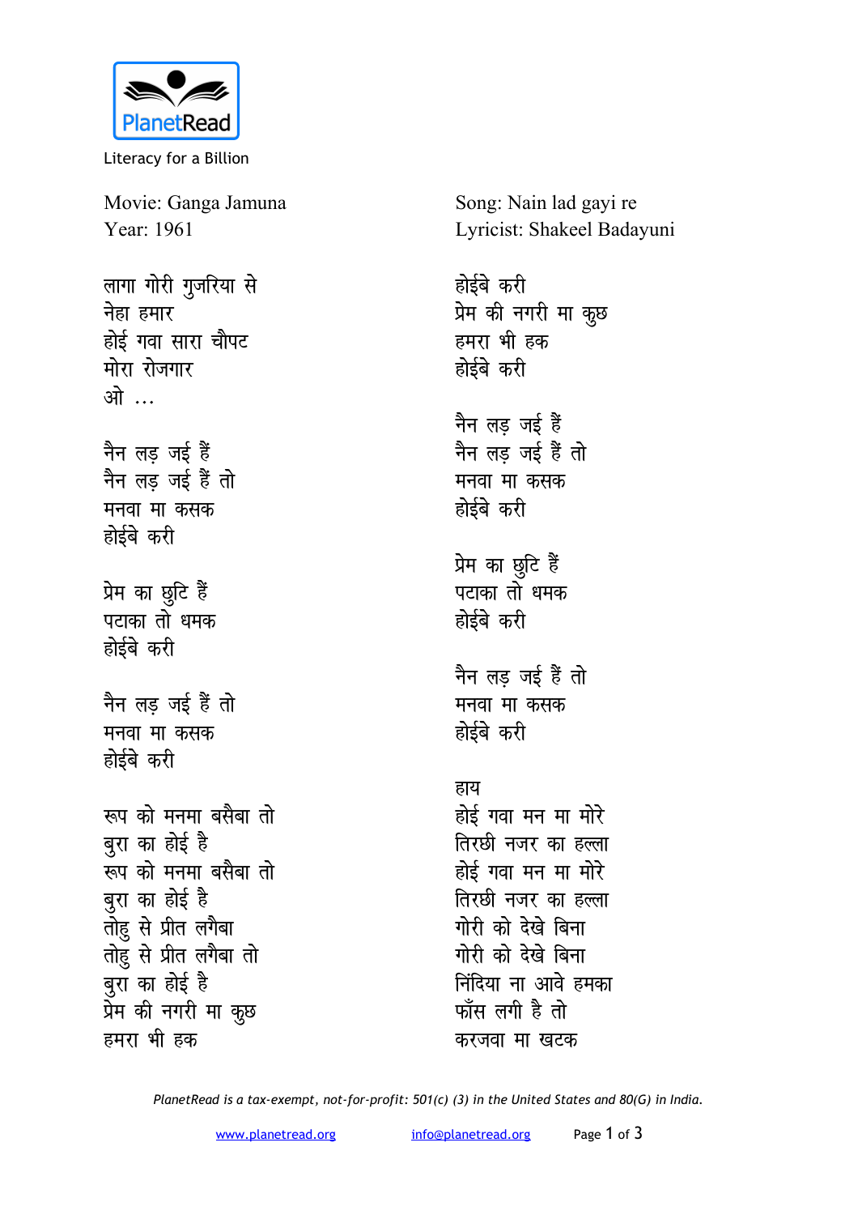PlanetRead

Literacy for a Billion

Movie: Ganga Jamuna
Year: 1961

Song: Nain lad gayi re
Lyricist: Shakeel Badayuni

लागा गोरी गुजरिया से
नेहा हमार
होई गवा सारा चौपट
मोरा रोजगार
ओ ...

नैन लड़ जई हैं
नैन लड़ जई हैं तो
मनवा मा कसक
होईबे करी

प्रेम का छुटि हैं
पटाका तो धमक
होईबे करी

नैन लड़ जई हैं तो
मनवा मा कसक
होईबे करी

रूप को मनमा बसैबा तो
बुरा का होई है
रूप को मनमा बसैबा तो
बुरा का होई है
तोहु से प्रीत लगैबा
तोहु से प्रीत लगैबा तो
बुरा का होई है
प्रेम की नगरी मा कुछ
हमरा भी हक
होईबे करी
प्रेम की नगरी मा कुछ
हमरा भी हक
होईबे करी

नैन लड़ जई हैं
नैन लड़ जई हैं तो
मनवा मा कसक
होईबे करी

प्रेम का छुटि हैं
पटाका तो धमक
होईबे करी

नैन लड़ जई हैं तो
मनवा मा कसक
होईबे करी

हाय
होई गवा मन मा मोरे
तिरछी नजर का हल्ला
होई गवा मन मा मोरे
तिरछी नजर का हल्ला
गोरी को देखे बिना
गोरी को देखे बिना
निंदिया ना आवे हमका
फाँस लगी है तो
करजवा मा खटक

PlanetRead is a tax-exempt, not-for-profit: 501(c) (3) in the United States and 80(G) in India.

www.planetread.org info@planetread.org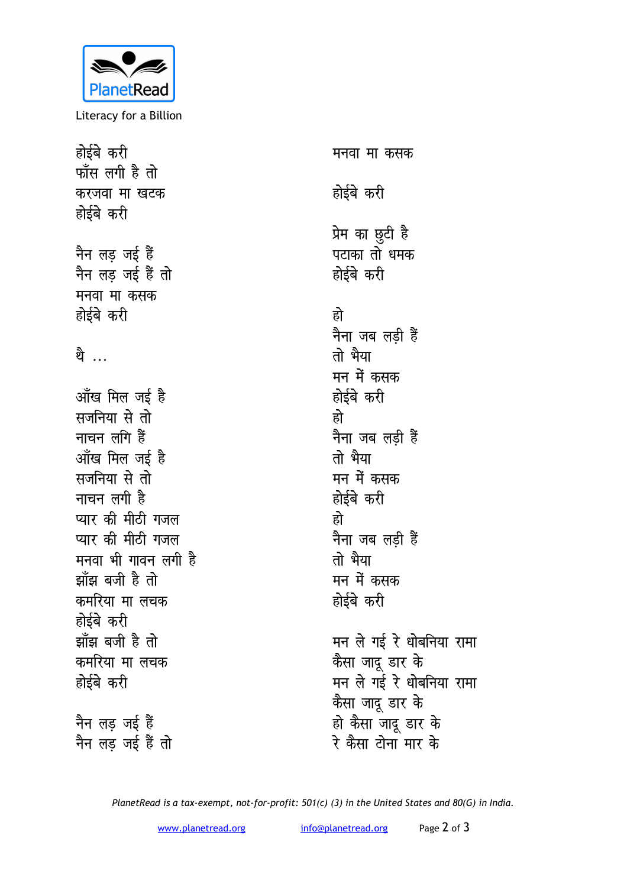होईबे करी
फाँस लगी है तो
करजवा मा खटक
होईबे करी

नैन लड़ जई हैं
नैन लड़ जई हैं तो
मनवा मा कसक
होईबे करी

थै ...

आँख मिल जई है
सजनिया से तो
नाचन लगि हैं
आँख मिल जई है
सजनिया से तो
नाचन लगी है
प्यार की मीठी गजल
प्यार की मीठी गजल
मनवा भी गावन लगी है
झाँझ बजी है तो
कमरिया मा लचक
होईबे करी
झाँझ बजी है तो
कमरिया मा लचक
होईबे करी

नैन लड़ जई हैं
नैन लड़ जई हैं तो
मनवा मा कसक

होईबे करी

प्रेम का छुटी है
पटाका तो धमक
होईबे करी

हो
नैना जब लड़ी हैं
तो भैया
मन में कसक
होईबे करी
हो
नैना जब लड़ी हैं
तो भैया
मन में कसक
होईबे करी
हो
नैना जब लड़ी हैं
तो भैया
मन में कसक
होईबे करी

मन ले गई रे धोबनिया रामा
कैसा जादू डार के
मन ले गई रे धोबनिया रामा
कैसा जादू डार के
हो कैसा जादू डार के
रे कैसा टोना मार के

*PlanetRead is a tax-exempt, not-for-profit: 501(c) (3) in the United States and 80(G) in India.*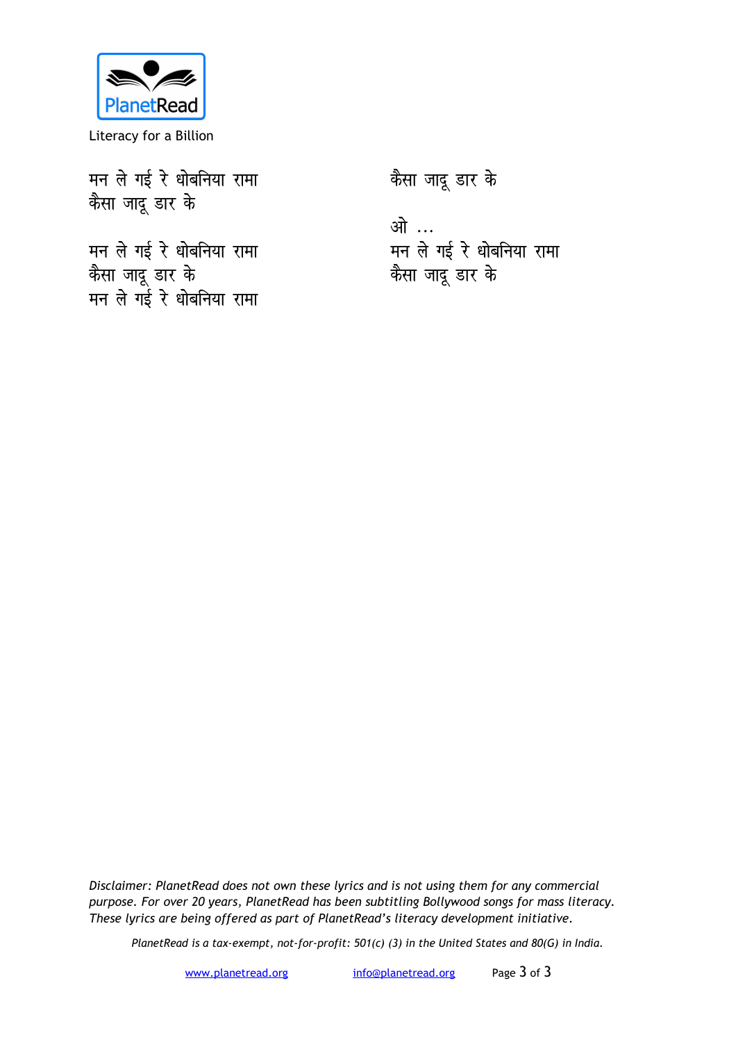मन ले गई रे धोबनिया रामा
कैसा जादू डार के

मन ले गई रे धोबनिया रामा
कैसा जादू डार के
मन ले गई रे धोबनिया रामा
कैसा जादू डार के

ओ ...
मन ले गई रे धोबनिया रामा
कैसा जादू डार के

*Disclaimer: PlanetRead does not own these lyrics and is not using them for any commercial purpose. For over 20 years, PlanetRead has been subtitling Bollywood songs for mass literacy. These lyrics are being offered as part of PlanetRead's literacy development initiative.*

*PlanetRead is a tax-exempt, not-for-profit: 501(c) (3) in the United States and 80(G) in India.*

www.planetread.org info@planetread.org